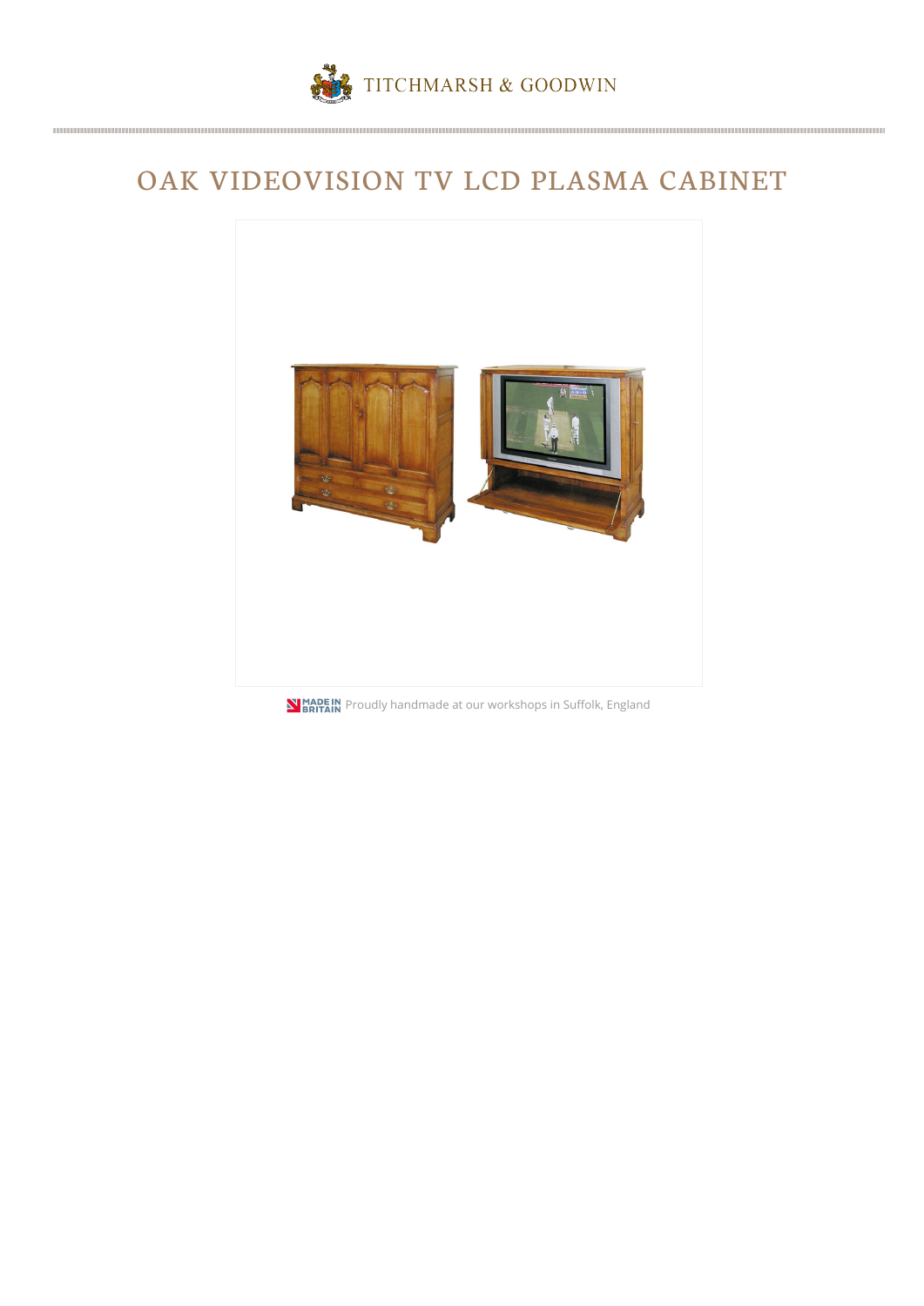TITCHMARSH & GOODWIN

# OAK VIDEOVISION TV LCD PLASMA CABINET

Proudly handmade at our workshops in Suffolk, England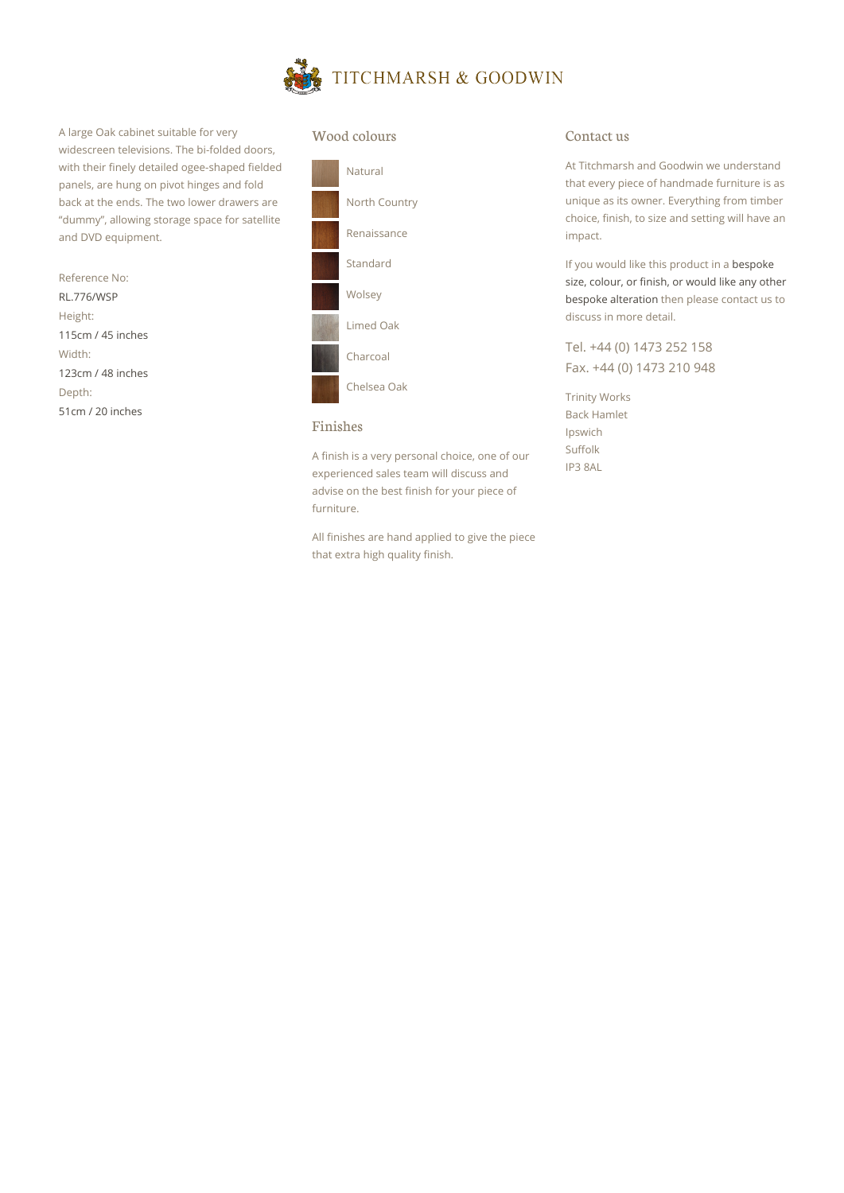# TITCHMARSH & GOODWIN

A large Oak cabinet suitable for very widescreen televisions. The bi-folded doors, with their finely detailed ogee-shaped fielded panels, are hung on pivot hinges and fold back at the ends. The two lower drawers are "dummy", allowing storage space for satellite and DVD equipment.

Reference No:
RL.776/WSP

Height:
115cm / 45 inches

Width:
123cm / 48 inches

Depth:
51cm / 20 inches

## Wood colours

- Natural
- North Country
- Renaissance
- Standard
- Wolsey
- Limed Oak
- Charcoal
- Chelsea Oak

## Finishes

A finish is a very personal choice, one of our experienced sales team will discuss and advise on the best finish for your piece of furniture.

All finishes are hand applied to give the piece that extra high quality finish.

## Contact us

At Titchmarsh and Goodwin we understand that every piece of handmade furniture is as unique as its owner. Everything from timber choice, finish, to size and setting will have an impact.

If you would like this product in a bespoke size, colour, or finish, or would like any other bespoke alteration then please contact us to discuss in more detail.

Tel. +44 (0) 1473 252 158
Fax. +44 (0) 1473 210 948

Trinity Works
Back Hamlet
Ipswich
Suffolk
IP3 8AL